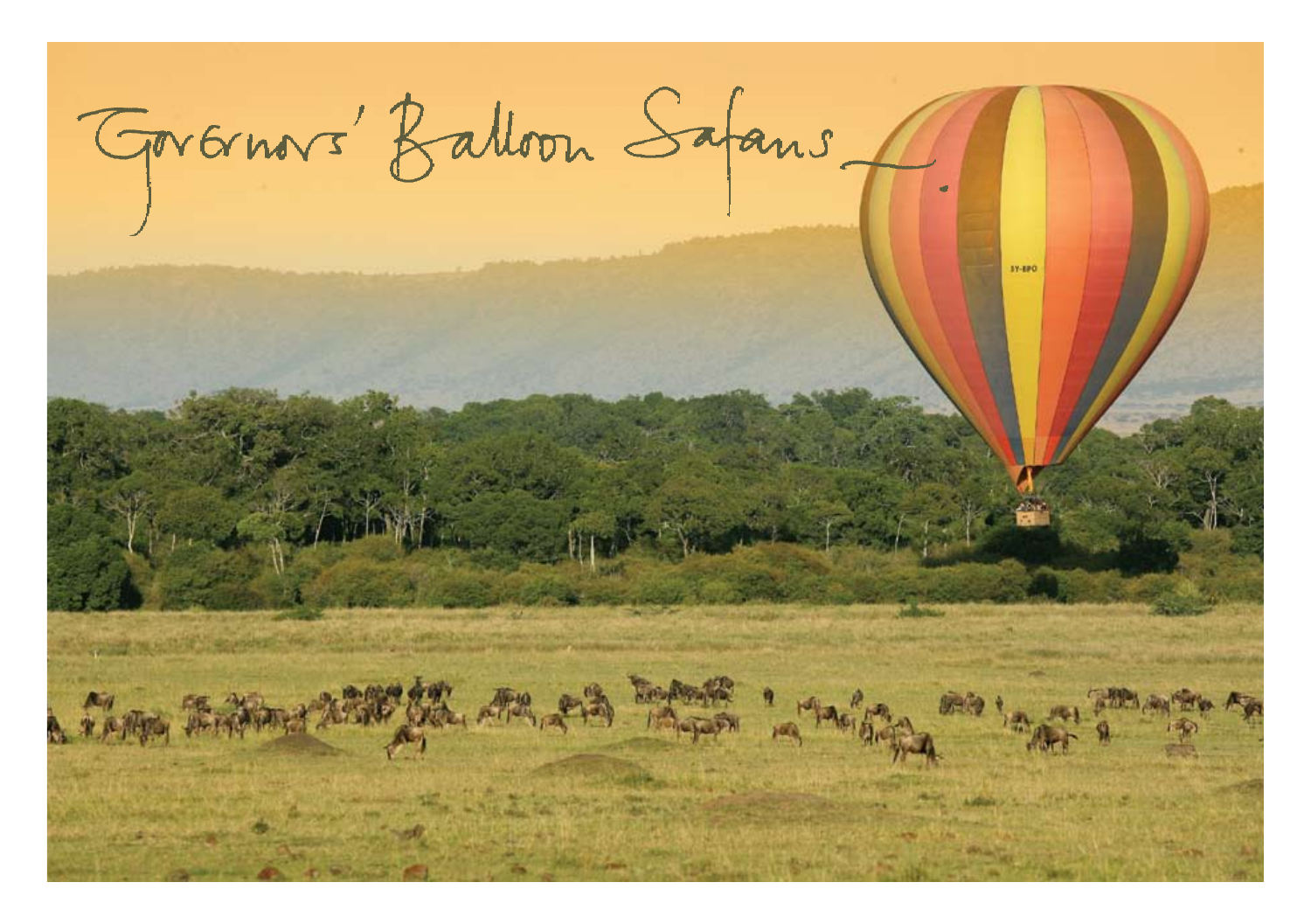# Governors' Balloon Safaris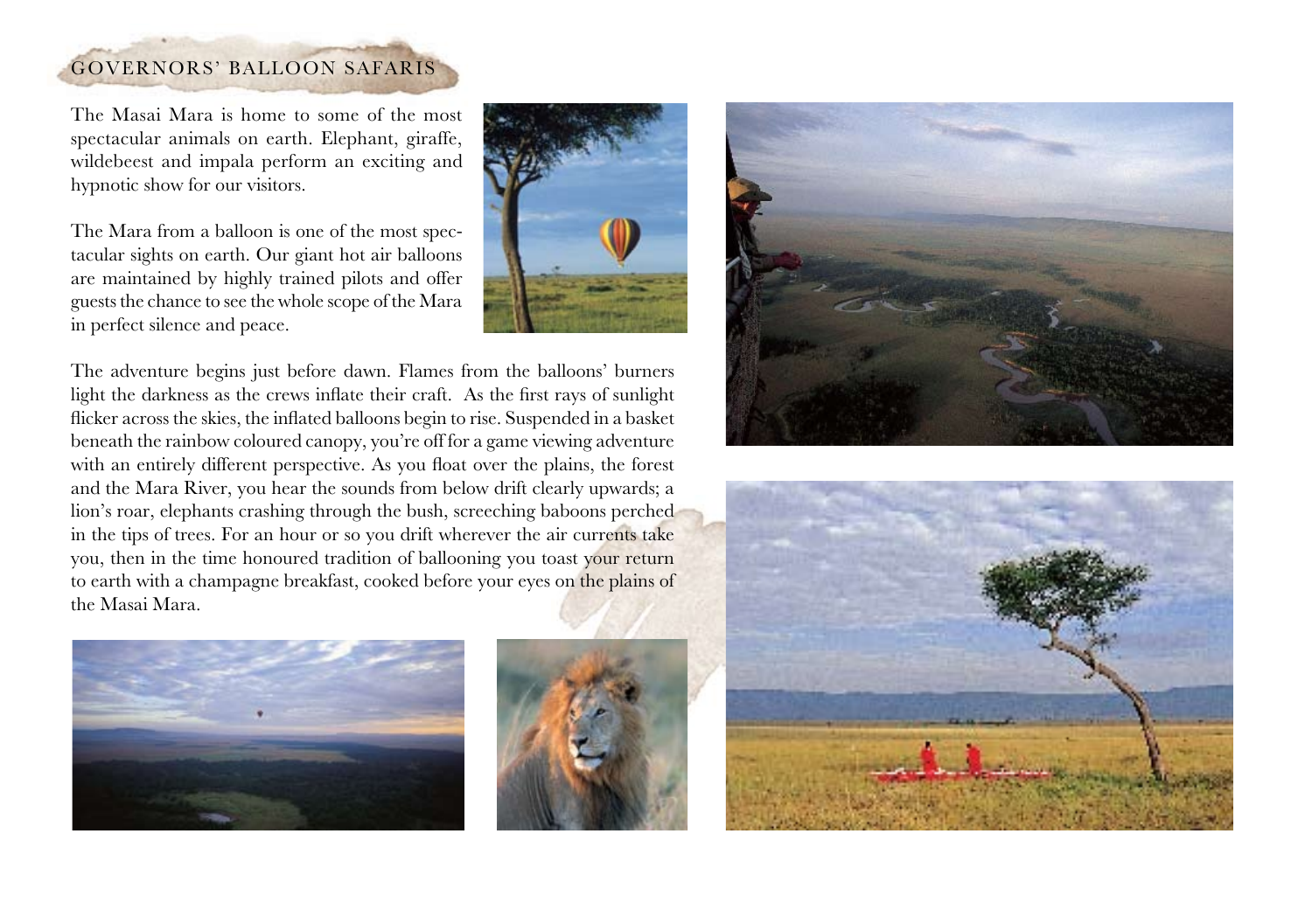## GOVERNORS' BALLOON SAFARIS

The Masai Mara is home to some of the most spectacular animals on earth. Elephant, giraffe, wildebeest and impala perform an exciting and hypnotic show for our visitors.

The Mara from a balloon is one of the most spectacular sights on earth. Our giant hot air balloons are maintained by highly trained pilots and offer guests the chance to see the whole scope of the Mara in perfect silence and peace.

The adventure begins just before dawn. Flames from the balloons' burners light the darkness as the crews inflate their craft. As the first rays of sunlight flicker across the skies, the inflated balloons begin to rise. Suspended in a basket beneath the rainbow coloured canopy, you're off for a game viewing adventure with an entirely different perspective. As you float over the plains, the forest and the Mara River, you hear the sounds from below drift clearly upwards; a lion's roar, elephants crashing through the bush, screeching baboons perched in the tips of trees. For an hour or so you drift wherever the air currents take you, then in the time honoured tradition of ballooning you toast your return to earth with a champagne breakfast, cooked before your eyes on the plains of the Masai Mara.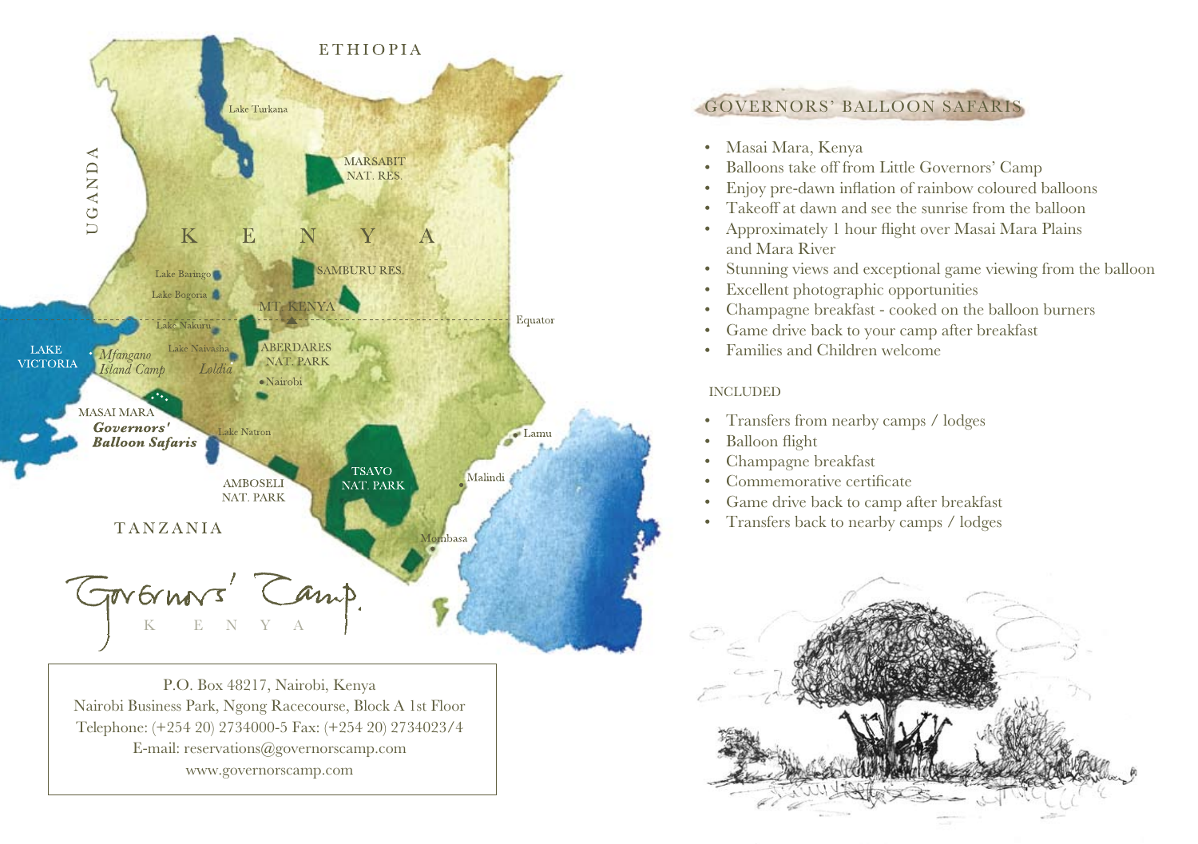## GOVERNORS' BALLOON SAFARIS

- Masai Mara, Kenya
- Balloons take off from Little Governors' Camp
- Enjoy pre-dawn inflation of rainbow coloured balloons
- Takeoff at dawn and see the sunrise from the balloon
- Approximately 1 hour flight over Masai Mara Plains and Mara River
- Stunning views and exceptional game viewing from the balloon
- Excellent photographic opportunities
- Champagne breakfast - cooked on the balloon burners
- Game drive back to your camp after breakfast
- Families and Children welcome

### INCLUDED

- Transfers from nearby camps / lodges
- Balloon flight
- Champagne breakfast
- Commemorative certificate
- Game drive back to camp after breakfast
- Transfers back to nearby camps / lodges

Governors' Camp
K E N Y A

P.O. Box 48217, Nairobi, Kenya
Nairobi Business Park, Ngong Racecourse, Block A 1st Floor
Telephone: (+254 20) 2734000-5 Fax: (+254 20) 2734023/4
E-mail: reservations@governorscamp.com
www.governorscamp.com